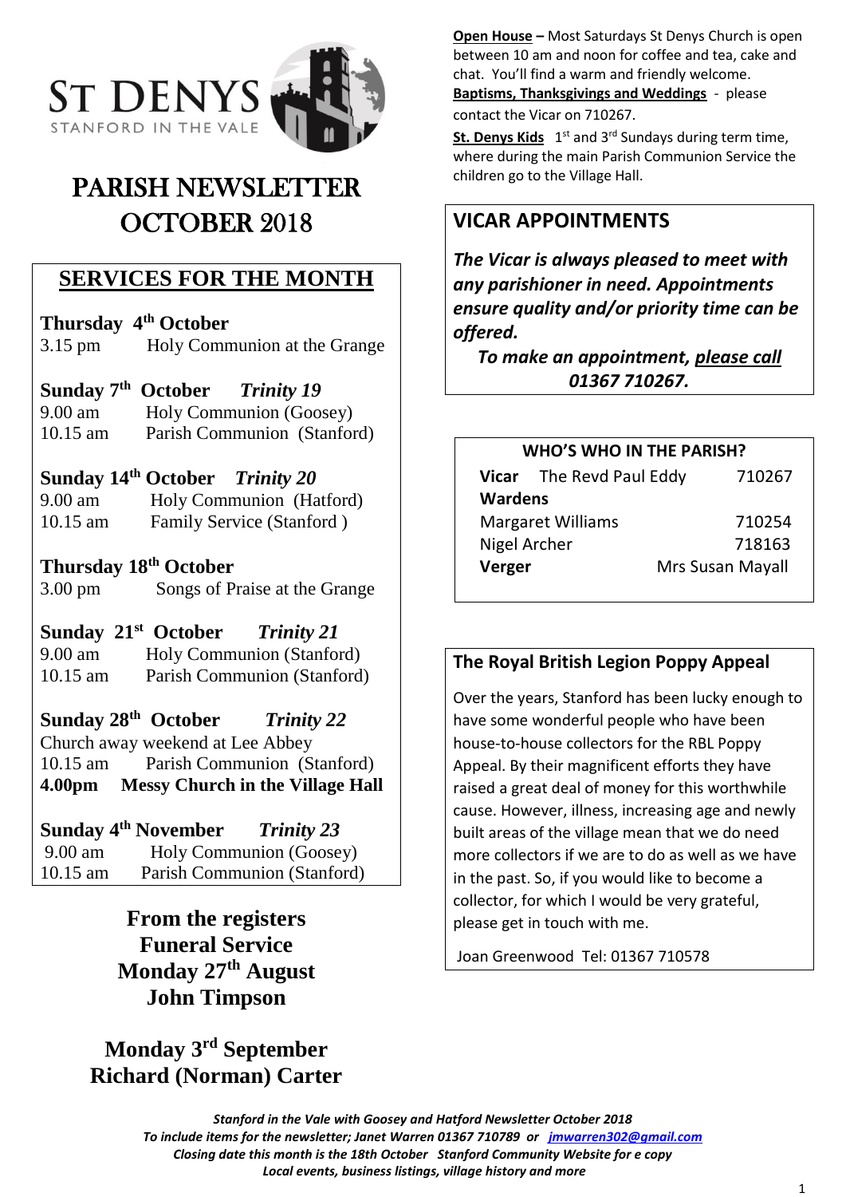# ST DENYS

STANFORD IN THE VALE

# PARISH NEWSLETTER OCTOBER 2018

## SERVICES FOR THE MONTH

**Thursday 4th October**
3.15 pm Holy Communion at the Grange

**Sunday 7th October** ***Trinity 19***
9.00 am Holy Communion (Goosey)
10.15 am Parish Communion (Stanford)

**Sunday 14th October** ***Trinity 20***
9.00 am Holy Communion (Hatford)
10.15 am Family Service (Stanford )

**Thursday 18th October**
3.00 pm Songs of Praise at the Grange

**Sunday 21st October** ***Trinity 21***
9.00 am Holy Communion (Stanford)
10.15 am Parish Communion (Stanford)

**Sunday 28th October** ***Trinity 22***
Church away weekend at Lee Abbey
10.15 am Parish Communion (Stanford)
**4.00pm Messy Church in the Village Hall**

**Sunday 4th November** ***Trinity 23***
9.00 am Holy Communion (Goosey)
10.15 am Parish Communion (Stanford)

**From the registers**
**Funeral Service**
**Monday 27th August**
**John Timpson**

**Monday 3rd September**
**Richard (Norman) Carter**

**Open House** – Most Saturdays St Denys Church is open between 10 am and noon for coffee and tea, cake and chat. You'll find a warm and friendly welcome.

**Baptisms, Thanksgivings and Weddings** - please contact the Vicar on 710267.

**St. Denys Kids** 1st and 3rd Sundays during term time, where during the main Parish Communion Service the children go to the Village Hall.

## VICAR APPOINTMENTS

***The Vicar is always pleased to meet with any parishioner in need. Appointments ensure quality and/or priority time can be offered.***

***To make an appointment, please call 01367 710267.***

### WHO'S WHO IN THE PARISH?

**Vicar** The Revd Paul Eddy 710267
**Wardens**
Margaret Williams 710254
Nigel Archer 718163
**Verger** Mrs Susan Mayall

### The Royal British Legion Poppy Appeal

Over the years, Stanford has been lucky enough to have some wonderful people who have been house-to-house collectors for the RBL Poppy Appeal. By their magnificent efforts they have raised a great deal of money for this worthwhile cause. However, illness, increasing age and newly built areas of the village mean that we do need more collectors if we are to do as well as we have in the past. So, if you would like to become a collector, for which I would be very grateful, please get in touch with me.

Joan Greenwood Tel: 01367 710578

*Stanford in the Vale with Goosey and Hatford Newsletter October 2018*
*To include items for the newsletter; Janet Warren 01367 710789 or jmwarren302@gmail.com*
*Closing date this month is the 18th October Stanford Community Website for e copy*
*Local events, business listings, village history and more*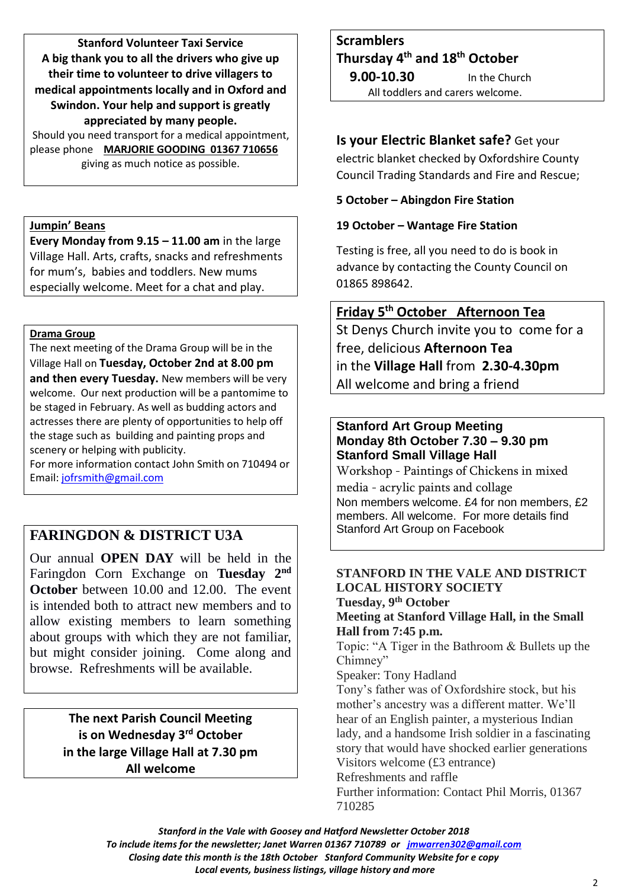**Stanford Volunteer Taxi Service**

**A big thank you to all the drivers who give up their time to volunteer to drive villagers to medical appointments locally and in Oxford and Swindon. Your help and support is greatly appreciated by many people.**

Should you need transport for a medical appointment, please phone **MARJORIE GOODING 01367 710656** giving as much notice as possible.

**Jumpin' Beans**

**Every Monday from 9.15 – 11.00 am** in the large Village Hall. Arts, crafts, snacks and refreshments for mum's, babies and toddlers. New mums especially welcome. Meet for a chat and play.

**Drama Group**

The next meeting of the Drama Group will be in the Village Hall on **Tuesday, October 2nd at 8.00 pm and then every Tuesday.** New members will be very welcome. Our next production will be a pantomime to be staged in February. As well as budding actors and actresses there are plenty of opportunities to help off the stage such as building and painting props and scenery or helping with publicity.

For more information contact John Smith on 710494 or Email: jofrsmith@gmail.com

## FARINGDON & DISTRICT U3A

Our annual **OPEN DAY** will be held in the Faringdon Corn Exchange on **Tuesday 2nd October** between 10.00 and 12.00. The event is intended both to attract new members and to allow existing members to learn something about groups with which they are not familiar, but might consider joining. Come along and browse. Refreshments will be available.

**The next Parish Council Meeting is on Wednesday 3rd October in the large Village Hall at 7.30 pm**

**All welcome**

**Scramblers**

**Thursday 4th and 18th October**

**9.00-10.30** In the Church

All toddlers and carers welcome.

**Is your Electric Blanket safe?** Get your electric blanket checked by Oxfordshire County Council Trading Standards and Fire and Rescue;

**5 October – Abingdon Fire Station**

**19 October – Wantage Fire Station**

Testing is free, all you need to do is book in advance by contacting the County Council on 01865 898642.

**Friday 5th October Afternoon Tea**

St Denys Church invite you to come for a free, delicious **Afternoon Tea** in the **Village Hall** from **2.30-4.30pm**

All welcome and bring a friend

**Stanford Art Group Meeting**

**Monday 8th October 7.30 – 9.30 pm**

**Stanford Small Village Hall**

Workshop - Paintings of Chickens in mixed media - acrylic paints and collage

Non members welcome. £4 for non members, £2 members. All welcome. For more details find Stanford Art Group on Facebook

**STANFORD IN THE VALE AND DISTRICT LOCAL HISTORY SOCIETY**

**Tuesday, 9th October**

**Meeting at Stanford Village Hall, in the Small Hall from 7:45 p.m.**

Topic: "A Tiger in the Bathroom & Bullets up the Chimney"

Speaker: Tony Hadland

Tony's father was of Oxfordshire stock, but his mother's ancestry was a different matter. We'll hear of an English painter, a mysterious Indian lady, and a handsome Irish soldier in a fascinating story that would have shocked earlier generations

Visitors welcome (£3 entrance)

Refreshments and raffle

Further information: Contact Phil Morris, 01367 710285

***Stanford in the Vale with Goosey and Hatford Newsletter October 2018***

***To include items for the newsletter; Janet Warren 01367 710789 or jmwarren302@gmail.com***

***Closing date this month is the 18th October Stanford Community Website for e copy***

***Local events, business listings, village history and more***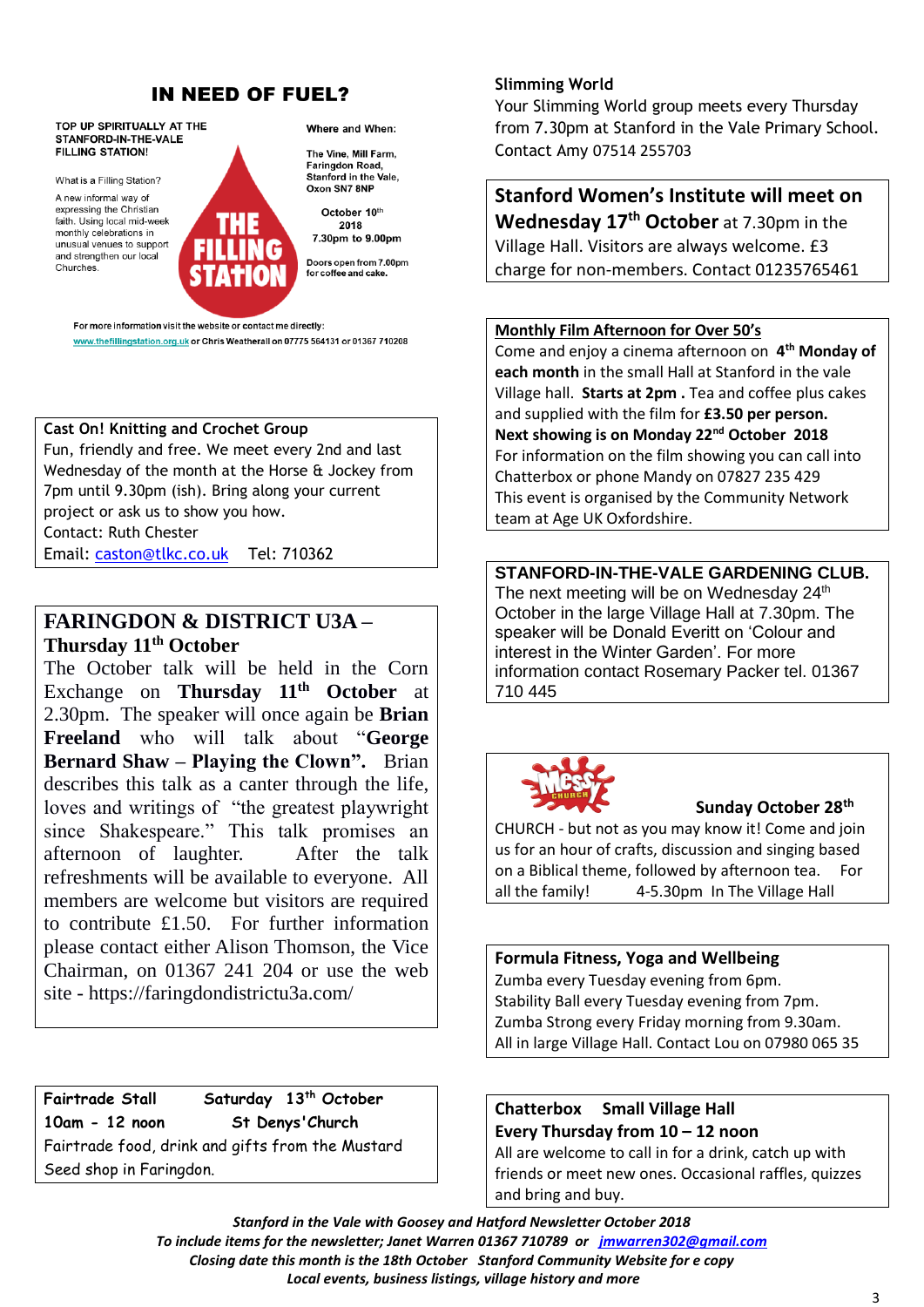## IN NEED OF FUEL?

**TOP UP SPIRITUALLY AT THE STANFORD-IN-THE-VALE FILLING STATION!**

What is a Filling Station?

A new informal way of expressing the Christian faith. Using local mid-week monthly celebrations in unusual venues to support and strengthen our local Churches.

**THE FILLING STATION**

**Where and When:**

**The Vine, Mill Farm, Faringdon Road, Stanford in the Vale, Oxon SN7 8NP**

**October 10th 2018**
**7.30pm to 9.00pm**

**Doors open from 7.00pm for coffee and cake.**

For more information visit the website or contact me directly: www.thefillingstation.org.uk or Chris Weatherall on 07775 564131 or 01367 710208

---

**Cast On! Knitting and Crochet Group**
Fun, friendly and free. We meet every 2nd and last Wednesday of the month at the Horse & Jockey from 7pm until 9.30pm (ish). Bring along your current project or ask us to show you how.
Contact: Ruth Chester
Email: caston@tlkc.co.uk Tel: 710362

---

### FARINGDON & DISTRICT U3A – Thursday 11th October

The October talk will be held in the Corn Exchange on **Thursday 11th October** at 2.30pm. The speaker will once again be **Brian Freeland** who will talk about "**George Bernard Shaw – Playing the Clown".** Brian describes this talk as a canter through the life, loves and writings of "the greatest playwright since Shakespeare." This talk promises an afternoon of laughter. After the talk refreshments will be available to everyone. All members are welcome but visitors are required to contribute £1.50. For further information please contact either Alison Thomson, the Vice Chairman, on 01367 241 204 or use the web site - https://faringdondistrictu3a.com/

---

**Fairtrade Stall** Saturday 13th October
**10am - 12 noon** St Denys'Church
Fairtrade food, drink and gifts from the Mustard Seed shop in Faringdon.

---

**Slimming World**
Your Slimming World group meets every Thursday from 7.30pm at Stanford in the Vale Primary School. Contact Amy 07514 255703

---

**Stanford Women's Institute will meet on Wednesday 17th October** at 7.30pm in the Village Hall. Visitors are always welcome. £3 charge for non-members. Contact 01235765461

---

**Monthly Film Afternoon for Over 50's**
Come and enjoy a cinema afternoon on **4th Monday of each month** in the small Hall at Stanford in the vale Village hall. **Starts at 2pm .** Tea and coffee plus cakes and supplied with the film for **£3.50 per person.**
**Next showing is on Monday 22nd October 2018**
For information on the film showing you can call into Chatterbox or phone Mandy on 07827 235 429
This event is organised by the Community Network team at Age UK Oxfordshire.

---

**STANFORD-IN-THE-VALE GARDENING CLUB.**
The next meeting will be on Wednesday 24th October in the large Village Hall at 7.30pm. The speaker will be Donald Everitt on 'Colour and interest in the Winter Garden'. For more information contact Rosemary Packer tel. 01367 710 445

---

**Messy Church** **Sunday October 28th**
CHURCH - but not as you may know it! Come and join us for an hour of crafts, discussion and singing based on a Biblical theme, followed by afternoon tea. For all the family! 4-5.30pm In The Village Hall

---

**Formula Fitness, Yoga and Wellbeing**
Zumba every Tuesday evening from 6pm.
Stability Ball every Tuesday evening from 7pm.
Zumba Strong every Friday morning from 9.30am.
All in large Village Hall. Contact Lou on 07980 065 35

---

**Chatterbox Small Village Hall**
**Every Thursday from 10 – 12 noon**
All are welcome to call in for a drink, catch up with friends or meet new ones. Occasional raffles, quizzes and bring and buy.

---

***Stanford in the Vale with Goosey and Hatford Newsletter October 2018***
***To include items for the newsletter; Janet Warren 01367 710789 or jmwarren302@gmail.com***
***Closing date this month is the 18th October Stanford Community Website for e copy***
***Local events, business listings, village history and more***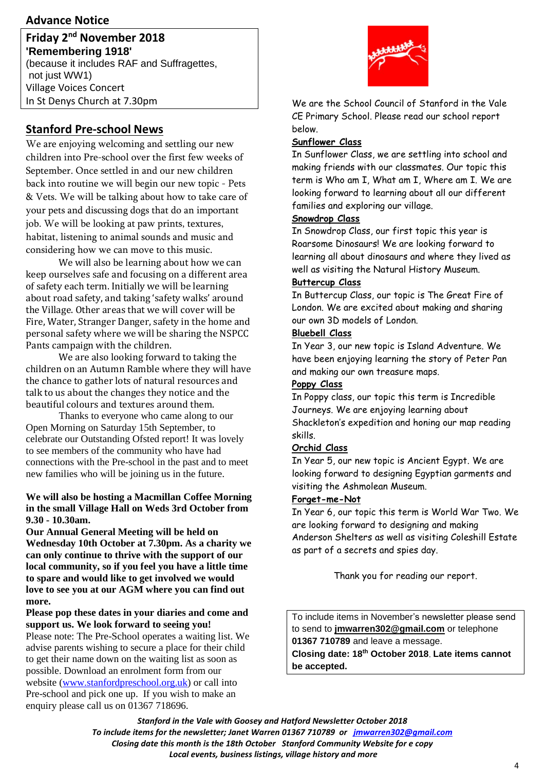## Advance Notice

**Friday 2nd November 2018**
**'Remembering 1918'**
(because it includes RAF and Suffragettes, not just WW1)
Village Voices Concert
In St Denys Church at 7.30pm

## Stanford Pre-school News

We are enjoying welcoming and settling our new children into Pre-school over the first few weeks of September. Once settled in and our new children back into routine we will begin our new topic - Pets & Vets. We will be talking about how to take care of your pets and discussing dogs that do an important job. We will be looking at paw prints, textures, habitat, listening to animal sounds and music and considering how we can move to this music.

We will also be learning about how we can keep ourselves safe and focusing on a different area of safety each term. Initially we will be learning about road safety, and taking 'safety walks' around the Village. Other areas that we will cover will be Fire, Water, Stranger Danger, safety in the home and personal safety where we will be sharing the NSPCC Pants campaign with the children.

We are also looking forward to taking the children on an Autumn Ramble where they will have the chance to gather lots of natural resources and talk to us about the changes they notice and the beautiful colours and textures around them.

Thanks to everyone who came along to our Open Morning on Saturday 15th September, to celebrate our Outstanding Ofsted report! It was lovely to see members of the community who have had connections with the Pre-school in the past and to meet new families who will be joining us in the future.

**We will also be hosting a Macmillan Coffee Morning in the small Village Hall on Weds 3rd October from 9.30 - 10.30am.**

**Our Annual General Meeting will be held on Wednesday 10th October at 7.30pm. As a charity we can only continue to thrive with the support of our local community, so if you feel you have a little time to spare and would like to get involved we would love to see you at our AGM where you can find out more.**

**Please pop these dates in your diaries and come and support us. We look forward to seeing you!**

Please note: The Pre-School operates a waiting list. We advise parents wishing to secure a place for their child to get their name down on the waiting list as soon as possible. Download an enrolment form from our website (www.stanfordpreschool.org.uk) or call into Pre-school and pick one up. If you wish to make an enquiry please call us on 01367 718696.

We are the School Council of Stanford in the Vale CE Primary School. Please read our school report below.

**Sunflower Class**

In Sunflower Class, we are settling into school and making friends with our classmates. Our topic this term is Who am I, What am I, Where am I. We are looking forward to learning about all our different families and exploring our village.

**Snowdrop Class**

In Snowdrop Class, our first topic this year is Roarsome Dinosaurs! We are looking forward to learning all about dinosaurs and where they lived as well as visiting the Natural History Museum.

**Buttercup Class**

In Buttercup Class, our topic is The Great Fire of London. We are excited about making and sharing our own 3D models of London.

**Bluebell Class**

In Year 3, our new topic is Island Adventure. We have been enjoying learning the story of Peter Pan and making our own treasure maps.

**Poppy Class**

In Poppy class, our topic this term is Incredible Journeys. We are enjoying learning about Shackleton's expedition and honing our map reading skills.

**Orchid Class**

In Year 5, our new topic is Ancient Egypt. We are looking forward to designing Egyptian garments and visiting the Ashmolean Museum.

**Forget-me-Not**

In Year 6, our topic this term is World War Two. We are looking forward to designing and making Anderson Shelters as well as visiting Coleshill Estate as part of a secrets and spies day.

Thank you for reading our report.

To include items in November's newsletter please send to send to **jmwarren302@gmail.com** or telephone **01367 710789** and leave a message.
**Closing date: 18th October 2018**. **Late items cannot be accepted.**

*Stanford in the Vale with Goosey and Hatford Newsletter October 2018*
*To include items for the newsletter; Janet Warren 01367 710789 or jmwarren302@gmail.com*
*Closing date this month is the 18th October Stanford Community Website for e copy*
*Local events, business listings, village history and more*